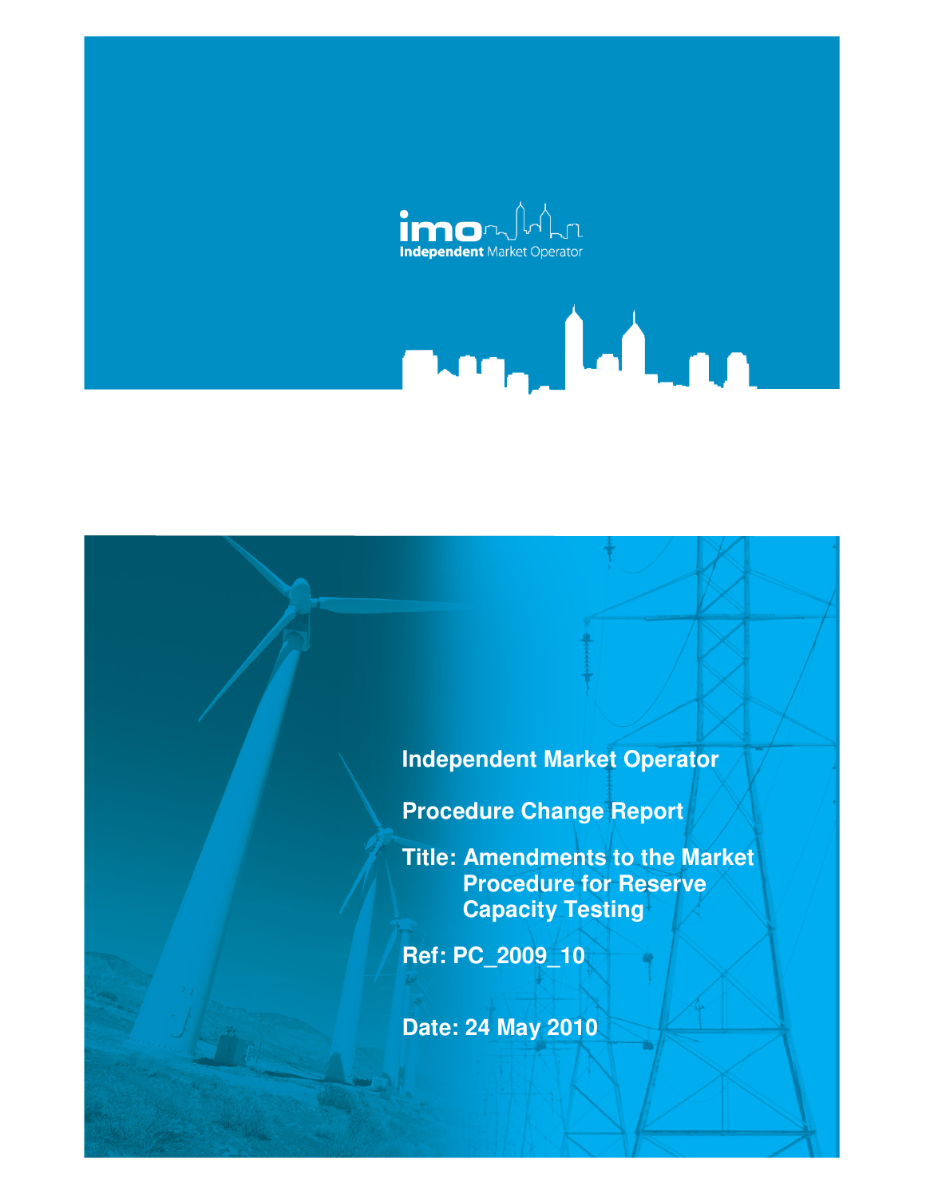imo
Independent Market Operator

# Independent Market Operator

## Procedure Change Report

**Title: Amendments to the Market Procedure for Reserve Capacity Testing**

**Ref: PC_2009_10**

**Date: 24 May 2010**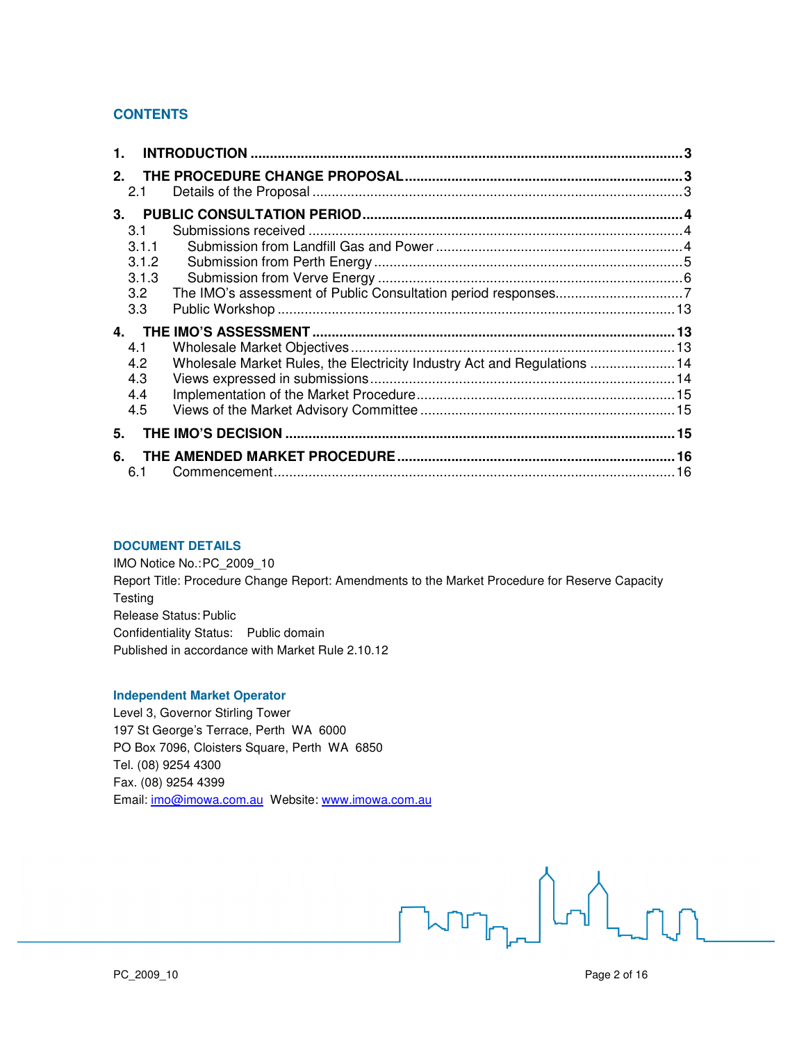## CONTENTS

| | | |
|---|---|---|
| **1.** | **INTRODUCTION** | **3** |
| **2.** | **THE PROCEDURE CHANGE PROPOSAL** | **3** |
| 2.1 | Details of the Proposal | 3 |
| **3.** | **PUBLIC CONSULTATION PERIOD** | **4** |
| 3.1 | Submissions received | 4 |
| 3.1.1 | Submission from Landfill Gas and Power | 4 |
| 3.1.2 | Submission from Perth Energy | 5 |
| 3.1.3 | Submission from Verve Energy | 6 |
| 3.2 | The IMO's assessment of Public Consultation period responses | 7 |
| 3.3 | Public Workshop | 13 |
| **4.** | **THE IMO'S ASSESSMENT** | **13** |
| 4.1 | Wholesale Market Objectives | 13 |
| 4.2 | Wholesale Market Rules, the Electricity Industry Act and Regulations | 14 |
| 4.3 | Views expressed in submissions | 14 |
| 4.4 | Implementation of the Market Procedure | 15 |
| 4.5 | Views of the Market Advisory Committee | 15 |
| **5.** | **THE IMO'S DECISION** | **15** |
| **6.** | **THE AMENDED MARKET PROCEDURE** | **16** |
| 6.1 | Commencement | 16 |

### DOCUMENT DETAILS

IMO Notice No.: PC_2009_10
Report Title: Procedure Change Report: Amendments to the Market Procedure for Reserve Capacity Testing
Release Status: Public
Confidentiality Status: Public domain
Published in accordance with Market Rule 2.10.12

### Independent Market Operator

Level 3, Governor Stirling Tower
197 St George's Terrace, Perth WA 6000
PO Box 7096, Cloisters Square, Perth WA 6850
Tel. (08) 9254 4300
Fax. (08) 9254 4399
Email: imo@imowa.com.au Website: www.imowa.com.au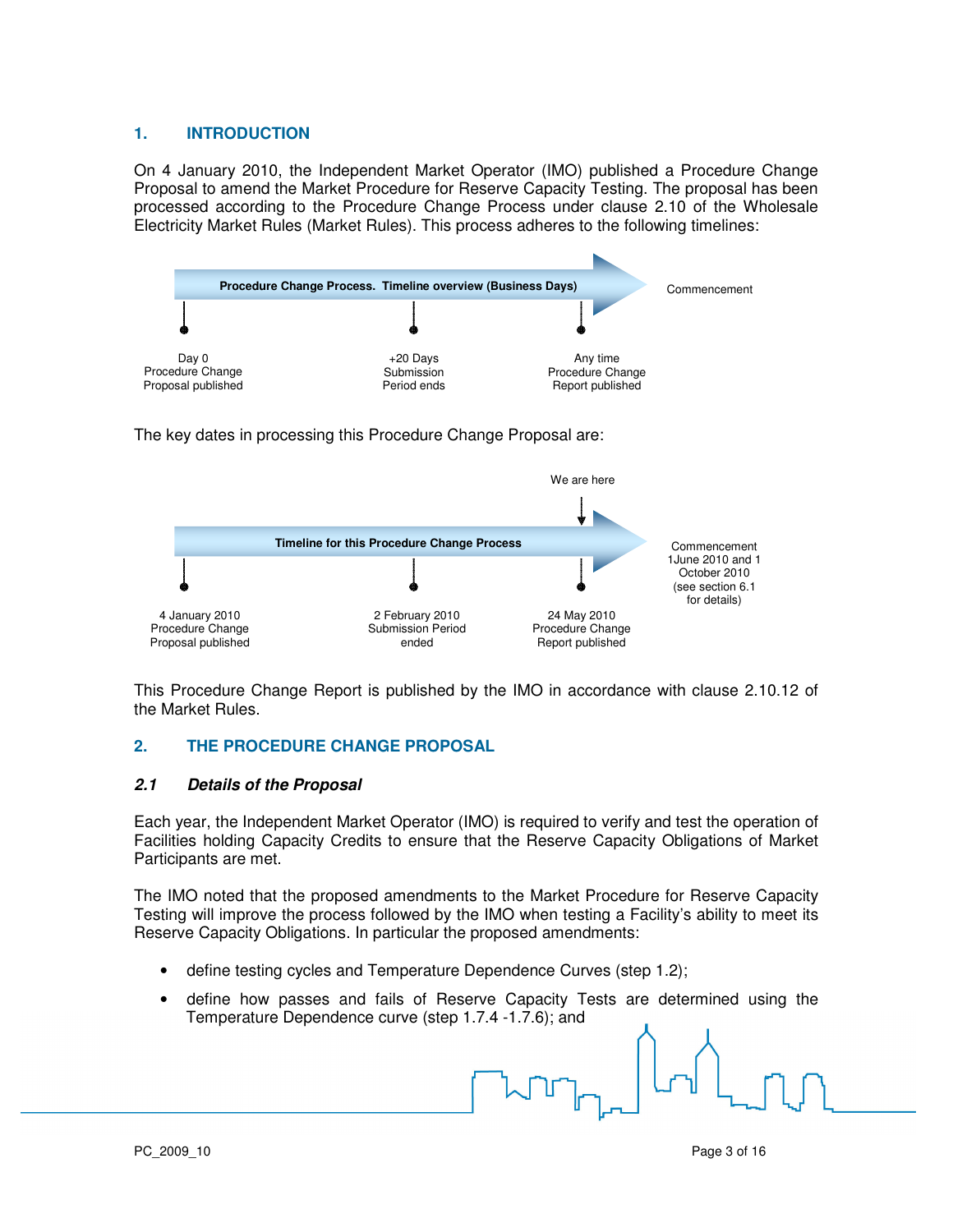## 1. INTRODUCTION

On 4 January 2010, the Independent Market Operator (IMO) published a Procedure Change Proposal to amend the Market Procedure for Reserve Capacity Testing. The proposal has been processed according to the Procedure Change Process under clause 2.10 of the Wholesale Electricity Market Rules (Market Rules). This process adheres to the following timelines:

**Procedure Change Process. Timeline overview (Business Days)**

| Day 0 | +20 Days | Any time | |
|---|---|---|---|
| Procedure Change Proposal published | Submission Period ends | Procedure Change Report published | Commencement |

The key dates in processing this Procedure Change Proposal are:

**Timeline for this Procedure Change Process**

| 4 January 2010 | 2 February 2010 | 24 May 2010 (We are here) | |
|---|---|---|---|
| Procedure Change Proposal published | Submission Period ended | Procedure Change Report published | Commencement 1June 2010 and 1 October 2010 (see section 6.1 for details) |

This Procedure Change Report is published by the IMO in accordance with clause 2.10.12 of the Market Rules.

## 2. THE PROCEDURE CHANGE PROPOSAL

### *2.1 Details of the Proposal*

Each year, the Independent Market Operator (IMO) is required to verify and test the operation of Facilities holding Capacity Credits to ensure that the Reserve Capacity Obligations of Market Participants are met.

The IMO noted that the proposed amendments to the Market Procedure for Reserve Capacity Testing will improve the process followed by the IMO when testing a Facility's ability to meet its Reserve Capacity Obligations. In particular the proposed amendments:

- define testing cycles and Temperature Dependence Curves (step 1.2);
- define how passes and fails of Reserve Capacity Tests are determined using the Temperature Dependence curve (step 1.7.4 -1.7.6); and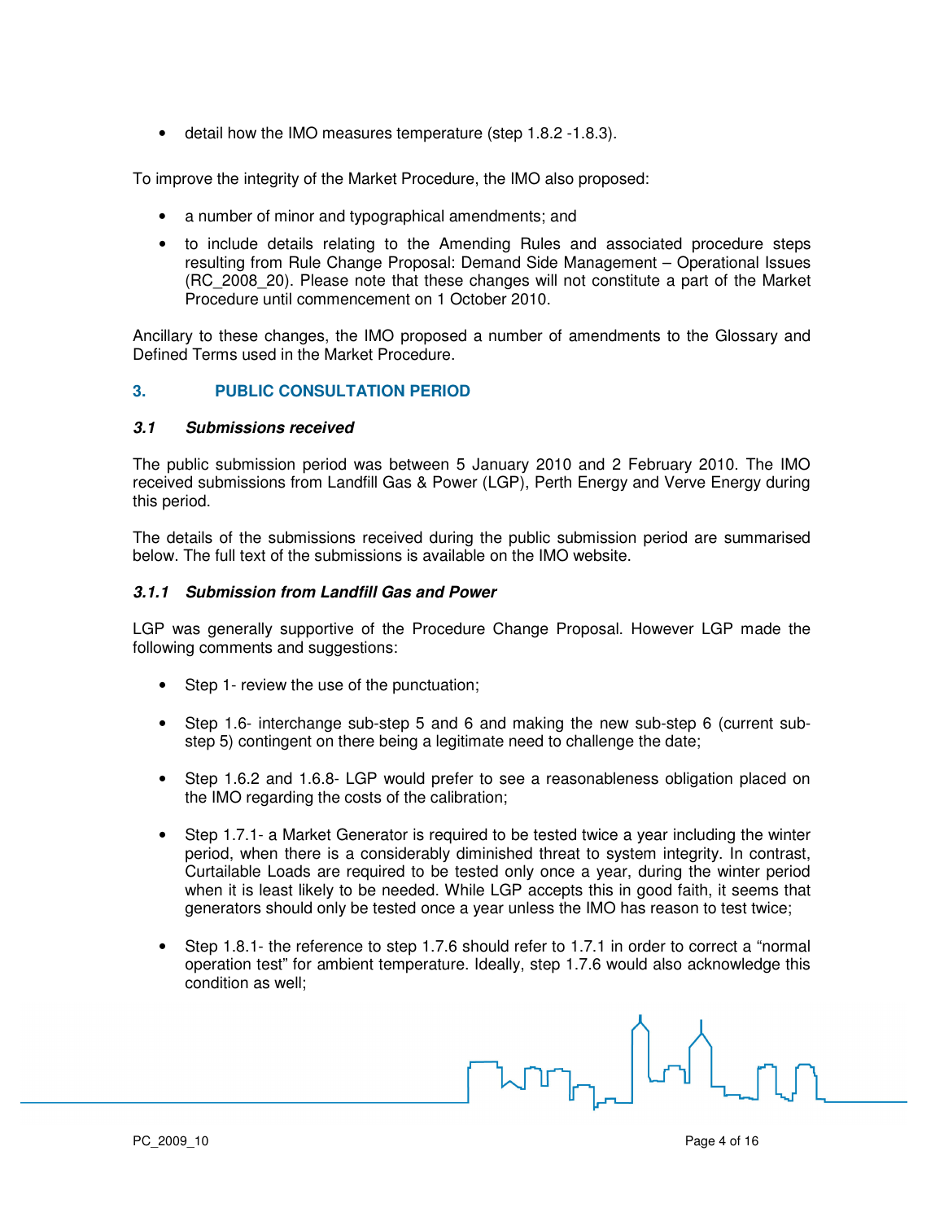- detail how the IMO measures temperature (step 1.8.2 -1.8.3).

To improve the integrity of the Market Procedure, the IMO also proposed:

- a number of minor and typographical amendments; and
- to include details relating to the Amending Rules and associated procedure steps resulting from Rule Change Proposal: Demand Side Management – Operational Issues (RC_2008_20). Please note that these changes will not constitute a part of the Market Procedure until commencement on 1 October 2010.

Ancillary to these changes, the IMO proposed a number of amendments to the Glossary and Defined Terms used in the Market Procedure.

## 3. PUBLIC CONSULTATION PERIOD

### *3.1 Submissions received*

The public submission period was between 5 January 2010 and 2 February 2010. The IMO received submissions from Landfill Gas & Power (LGP), Perth Energy and Verve Energy during this period.

The details of the submissions received during the public submission period are summarised below. The full text of the submissions is available on the IMO website.

#### *3.1.1 Submission from Landfill Gas and Power*

LGP was generally supportive of the Procedure Change Proposal. However LGP made the following comments and suggestions:

- Step 1- review the use of the punctuation;
- Step 1.6- interchange sub-step 5 and 6 and making the new sub-step 6 (current sub-step 5) contingent on there being a legitimate need to challenge the date;
- Step 1.6.2 and 1.6.8- LGP would prefer to see a reasonableness obligation placed on the IMO regarding the costs of the calibration;
- Step 1.7.1- a Market Generator is required to be tested twice a year including the winter period, when there is a considerably diminished threat to system integrity. In contrast, Curtailable Loads are required to be tested only once a year, during the winter period when it is least likely to be needed. While LGP accepts this in good faith, it seems that generators should only be tested once a year unless the IMO has reason to test twice;
- Step 1.8.1- the reference to step 1.7.6 should refer to 1.7.1 in order to correct a "normal operation test" for ambient temperature. Ideally, step 1.7.6 would also acknowledge this condition as well;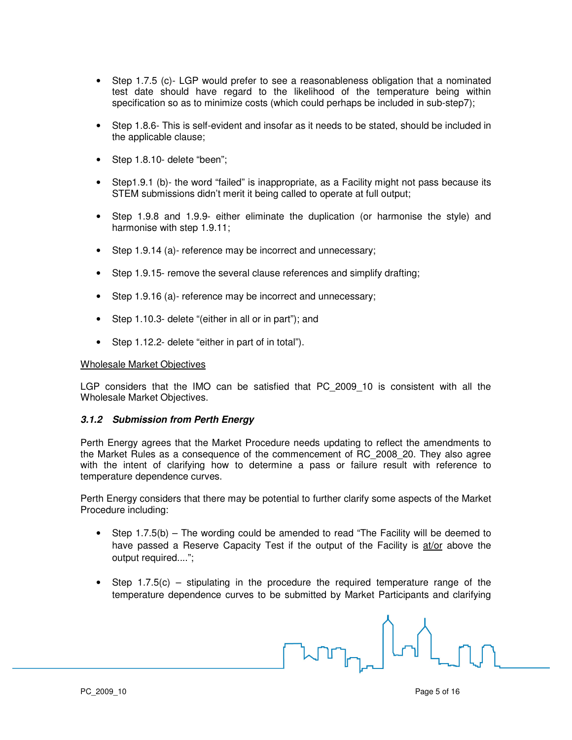- Step 1.7.5 (c)- LGP would prefer to see a reasonableness obligation that a nominated test date should have regard to the likelihood of the temperature being within specification so as to minimize costs (which could perhaps be included in sub-step7);

- Step 1.8.6- This is self-evident and insofar as it needs to be stated, should be included in the applicable clause;

- Step 1.8.10- delete "been";

- Step1.9.1 (b)- the word "failed" is inappropriate, as a Facility might not pass because its STEM submissions didn't merit it being called to operate at full output;

- Step 1.9.8 and 1.9.9- either eliminate the duplication (or harmonise the style) and harmonise with step 1.9.11;

- Step 1.9.14 (a)- reference may be incorrect and unnecessary;

- Step 1.9.15- remove the several clause references and simplify drafting;

- Step 1.9.16 (a)- reference may be incorrect and unnecessary;

- Step 1.10.3- delete "(either in all or in part"); and

- Step 1.12.2- delete "either in part of in total").

<u>Wholesale Market Objectives</u>

LGP considers that the IMO can be satisfied that PC_2009_10 is consistent with all the Wholesale Market Objectives.

### *3.1.2 Submission from Perth Energy*

Perth Energy agrees that the Market Procedure needs updating to reflect the amendments to the Market Rules as a consequence of the commencement of RC_2008_20. They also agree with the intent of clarifying how to determine a pass or failure result with reference to temperature dependence curves.

Perth Energy considers that there may be potential to further clarify some aspects of the Market Procedure including:

- Step 1.7.5(b) – The wording could be amended to read "The Facility will be deemed to have passed a Reserve Capacity Test if the output of the Facility is <u>at/or</u> above the output required....";

- Step 1.7.5(c) – stipulating in the procedure the required temperature range of the temperature dependence curves to be submitted by Market Participants and clarifying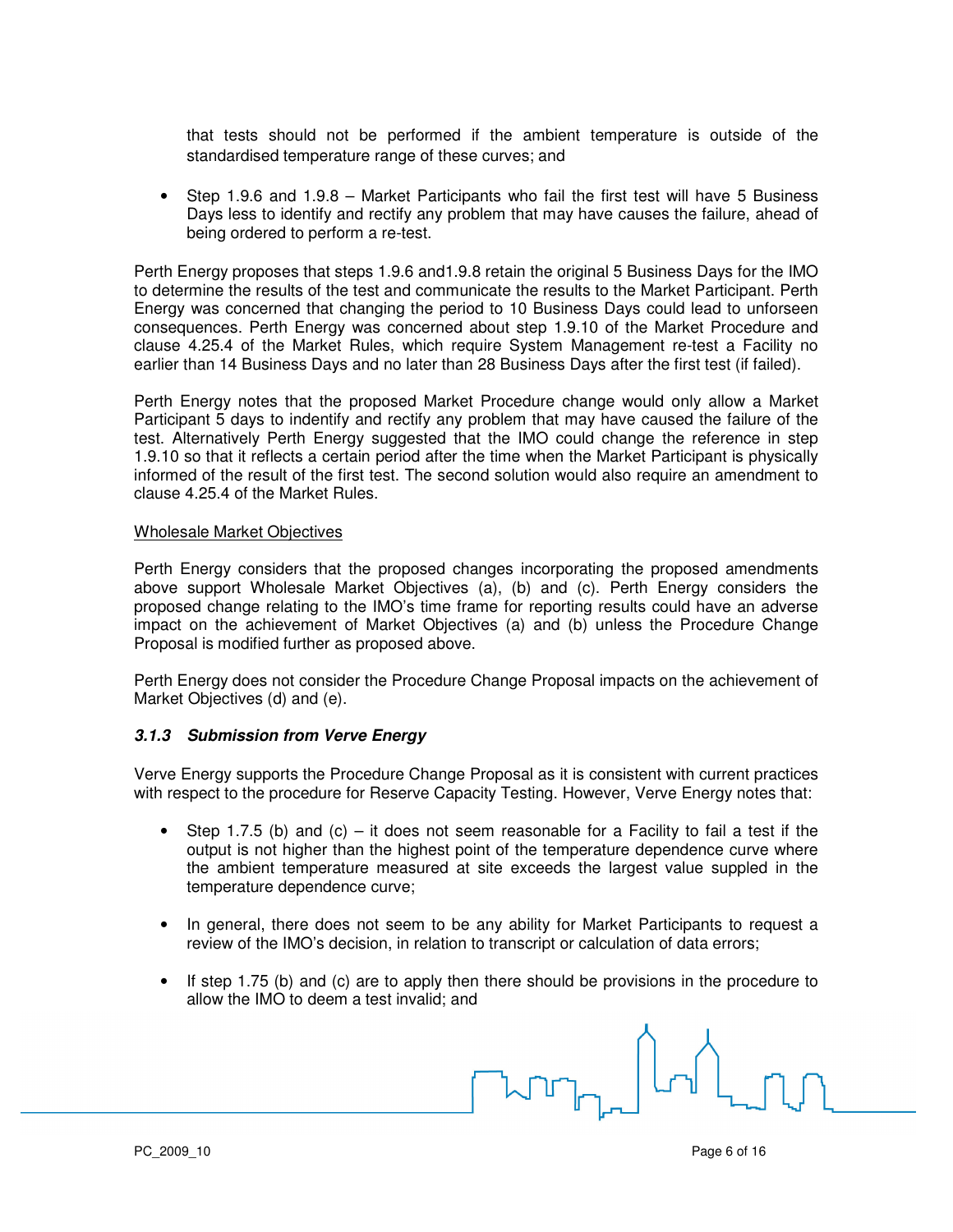that tests should not be performed if the ambient temperature is outside of the standardised temperature range of these curves; and

- Step 1.9.6 and 1.9.8 – Market Participants who fail the first test will have 5 Business Days less to identify and rectify any problem that may have causes the failure, ahead of being ordered to perform a re-test.

Perth Energy proposes that steps 1.9.6 and1.9.8 retain the original 5 Business Days for the IMO to determine the results of the test and communicate the results to the Market Participant. Perth Energy was concerned that changing the period to 10 Business Days could lead to unforseen consequences. Perth Energy was concerned about step 1.9.10 of the Market Procedure and clause 4.25.4 of the Market Rules, which require System Management re-test a Facility no earlier than 14 Business Days and no later than 28 Business Days after the first test (if failed).

Perth Energy notes that the proposed Market Procedure change would only allow a Market Participant 5 days to indentify and rectify any problem that may have caused the failure of the test. Alternatively Perth Energy suggested that the IMO could change the reference in step 1.9.10 so that it reflects a certain period after the time when the Market Participant is physically informed of the result of the first test. The second solution would also require an amendment to clause 4.25.4 of the Market Rules.

<u>Wholesale Market Objectives</u>

Perth Energy considers that the proposed changes incorporating the proposed amendments above support Wholesale Market Objectives (a), (b) and (c). Perth Energy considers the proposed change relating to the IMO's time frame for reporting results could have an adverse impact on the achievement of Market Objectives (a) and (b) unless the Procedure Change Proposal is modified further as proposed above.

Perth Energy does not consider the Procedure Change Proposal impacts on the achievement of Market Objectives (d) and (e).

### *3.1.3 Submission from Verve Energy*

Verve Energy supports the Procedure Change Proposal as it is consistent with current practices with respect to the procedure for Reserve Capacity Testing. However, Verve Energy notes that:

- Step 1.7.5 (b) and (c) – it does not seem reasonable for a Facility to fail a test if the output is not higher than the highest point of the temperature dependence curve where the ambient temperature measured at site exceeds the largest value supplied in the temperature dependence curve;

- In general, there does not seem to be any ability for Market Participants to request a review of the IMO's decision, in relation to transcript or calculation of data errors;

- If step 1.75 (b) and (c) are to apply then there should be provisions in the procedure to allow the IMO to deem a test invalid; and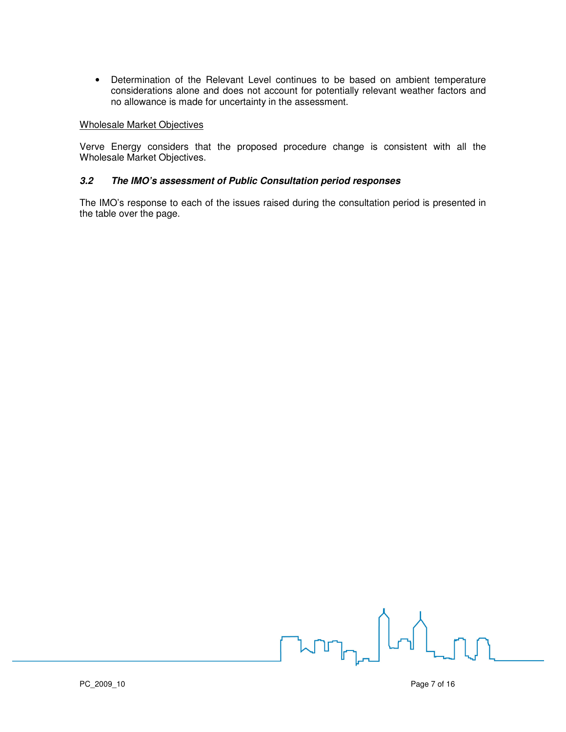- Determination of the Relevant Level continues to be based on ambient temperature considerations alone and does not account for potentially relevant weather factors and no allowance is made for uncertainty in the assessment.

Wholesale Market Objectives

Verve Energy considers that the proposed procedure change is consistent with all the Wholesale Market Objectives.

### *3.2 The IMO's assessment of Public Consultation period responses*

The IMO's response to each of the issues raised during the consultation period is presented in the table over the page.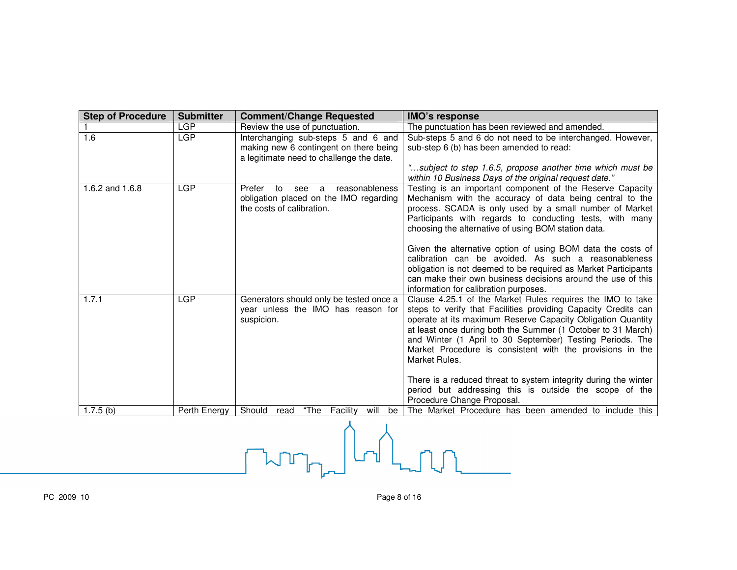| Step of Procedure | Submitter | Comment/Change Requested | IMO's response |
|---|---|---|---|
| 1 | LGP | Review the use of punctuation. | The punctuation has been reviewed and amended. |
| 1.6 | LGP | Interchanging sub-steps 5 and 6 and making new 6 contingent on there being a legitimate need to challenge the date. | Sub-steps 5 and 6 do not need to be interchanged. However, sub-step 6 (b) has been amended to read:<br><br>*"…subject to step 1.6.5, propose another time which must be within 10 Business Days of the original request date."* |
| 1.6.2 and 1.6.8 | LGP | Prefer to see a reasonableness obligation placed on the IMO regarding the costs of calibration. | Testing is an important component of the Reserve Capacity Mechanism with the accuracy of data being central to the process. SCADA is only used by a small number of Market Participants with regards to conducting tests, with many choosing the alternative of using BOM station data.<br><br>Given the alternative option of using BOM data the costs of calibration can be avoided. As such a reasonableness obligation is not deemed to be required as Market Participants can make their own business decisions around the use of this information for calibration purposes. |
| 1.7.1 | LGP | Generators should only be tested once a year unless the IMO has reason for suspicion. | Clause 4.25.1 of the Market Rules requires the IMO to take steps to verify that Facilities providing Capacity Credits can operate at its maximum Reserve Capacity Obligation Quantity at least once during both the Summer (1 October to 31 March) and Winter (1 April to 30 September) Testing Periods. The Market Procedure is consistent with the provisions in the Market Rules.<br><br>There is a reduced threat to system integrity during the winter period but addressing this is outside the scope of the Procedure Change Proposal. |
| 1.7.5 (b) | Perth Energy | Should read "The Facility will be | The Market Procedure has been amended to include this |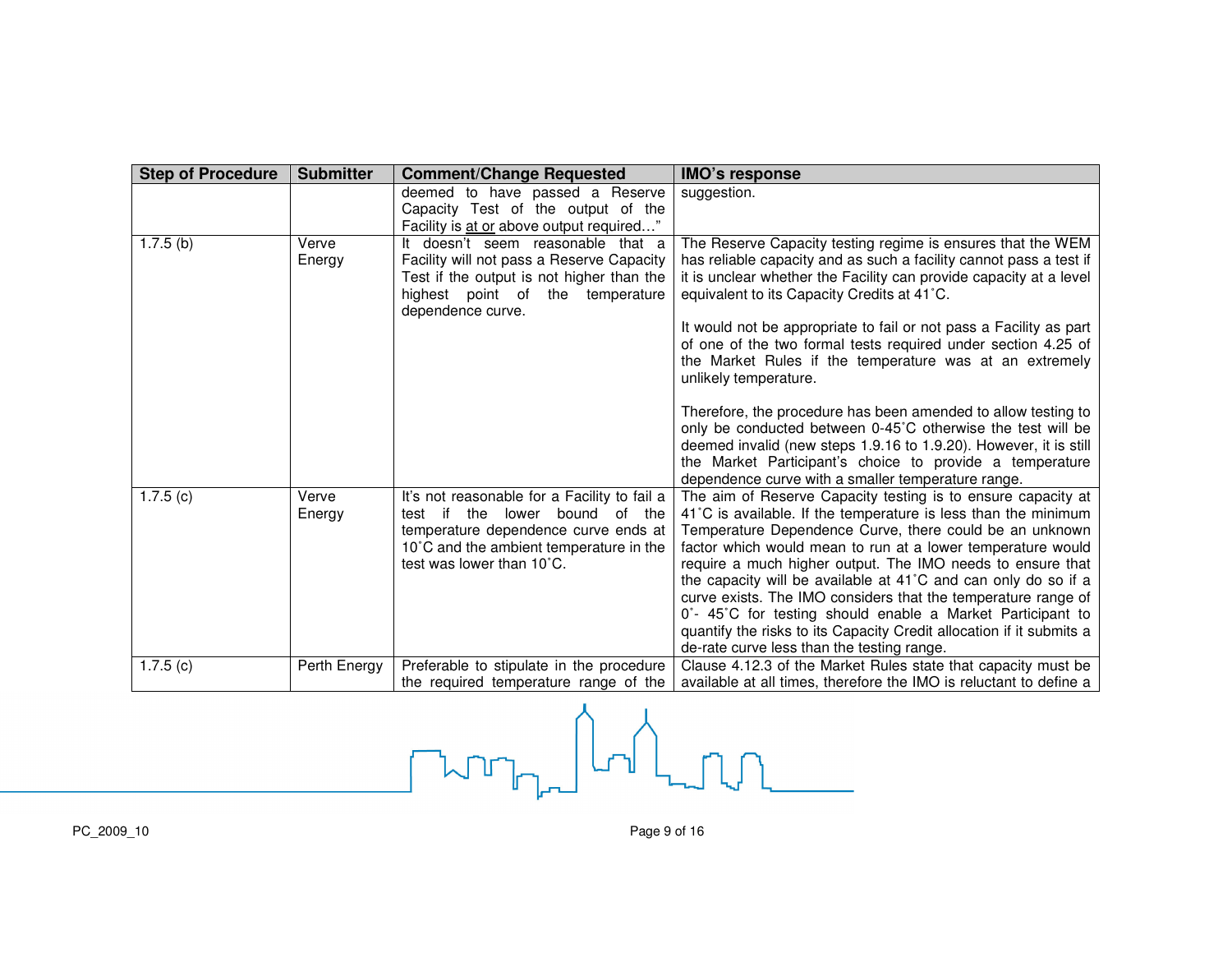| Step of Procedure | Submitter | Comment/Change Requested | IMO's response |
|---|---|---|---|
| | | deemed to have passed a Reserve Capacity Test of the output of the Facility is at or above output required…" | suggestion. |
| 1.7.5 (b) | Verve Energy | It doesn't seem reasonable that a Facility will not pass a Reserve Capacity Test if the output is not higher than the highest point of the temperature dependence curve. | The Reserve Capacity testing regime is ensures that the WEM has reliable capacity and as such a facility cannot pass a test if it is unclear whether the Facility can provide capacity at a level equivalent to its Capacity Credits at 41˚C.<br><br>It would not be appropriate to fail or not pass a Facility as part of one of the two formal tests required under section 4.25 of the Market Rules if the temperature was at an extremely unlikely temperature.<br><br>Therefore, the procedure has been amended to allow testing to only be conducted between 0-45˚C otherwise the test will be deemed invalid (new steps 1.9.16 to 1.9.20). However, it is still the Market Participant's choice to provide a temperature dependence curve with a smaller temperature range. |
| 1.7.5 (c) | Verve Energy | It's not reasonable for a Facility to fail a test if the lower bound of the temperature dependence curve ends at 10˚C and the ambient temperature in the test was lower than 10˚C. | The aim of Reserve Capacity testing is to ensure capacity at 41˚C is available. If the temperature is less than the minimum Temperature Dependence Curve, there could be an unknown factor which would mean to run at a lower temperature would require a much higher output. The IMO needs to ensure that the capacity will be available at 41˚C and can only do so if a curve exists. The IMO considers that the temperature range of 0˚- 45˚C for testing should enable a Market Participant to quantify the risks to its Capacity Credit allocation if it submits a de-rate curve less than the testing range. |
| 1.7.5 (c) | Perth Energy | Preferable to stipulate in the procedure the required temperature range of the | Clause 4.12.3 of the Market Rules state that capacity must be available at all times, therefore the IMO is reluctant to define a |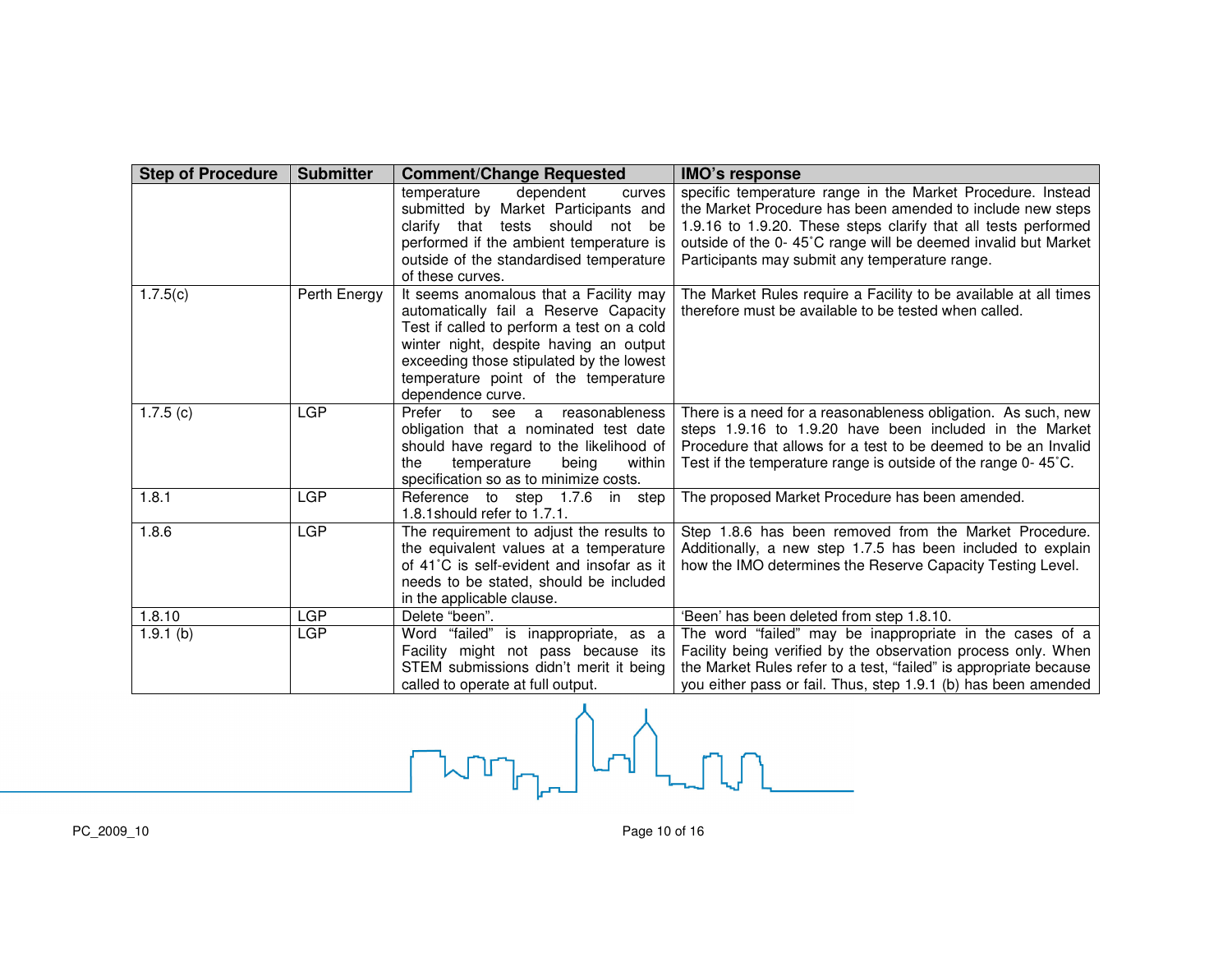| Step of Procedure | Submitter | Comment/Change Requested | IMO's response |
|---|---|---|---|
| | | temperature dependent curves submitted by Market Participants and clarify that tests should not be performed if the ambient temperature is outside of the standardised temperature of these curves. | specific temperature range in the Market Procedure. Instead the Market Procedure has been amended to include new steps 1.9.16 to 1.9.20. These steps clarify that all tests performed outside of the 0- 45˚C range will be deemed invalid but Market Participants may submit any temperature range. |
| 1.7.5(c) | Perth Energy | It seems anomalous that a Facility may automatically fail a Reserve Capacity Test if called to perform a test on a cold winter night, despite having an output exceeding those stipulated by the lowest temperature point of the temperature dependence curve. | The Market Rules require a Facility to be available at all times therefore must be available to be tested when called. |
| 1.7.5 (c) | LGP | Prefer to see a reasonableness obligation that a nominated test date should have regard to the likelihood of the temperature being within specification so as to minimize costs. | There is a need for a reasonableness obligation. As such, new steps 1.9.16 to 1.9.20 have been included in the Market Procedure that allows for a test to be deemed to be an Invalid Test if the temperature range is outside of the range 0- 45˚C. |
| 1.8.1 | LGP | Reference to step 1.7.6 in step 1.8.1should refer to 1.7.1. | The proposed Market Procedure has been amended. |
| 1.8.6 | LGP | The requirement to adjust the results to the equivalent values at a temperature of 41˚C is self-evident and insofar as it needs to be stated, should be included in the applicable clause. | Step 1.8.6 has been removed from the Market Procedure. Additionally, a new step 1.7.5 has been included to explain how the IMO determines the Reserve Capacity Testing Level. |
| 1.8.10 | LGP | Delete "been". | 'Been' has been deleted from step 1.8.10. |
| 1.9.1 (b) | LGP | Word "failed" is inappropriate, as a Facility might not pass because its STEM submissions didn't merit it being called to operate at full output. | The word "failed" may be inappropriate in the cases of a Facility being verified by the observation process only. When the Market Rules refer to a test, "failed" is appropriate because you either pass or fail. Thus, step 1.9.1 (b) has been amended |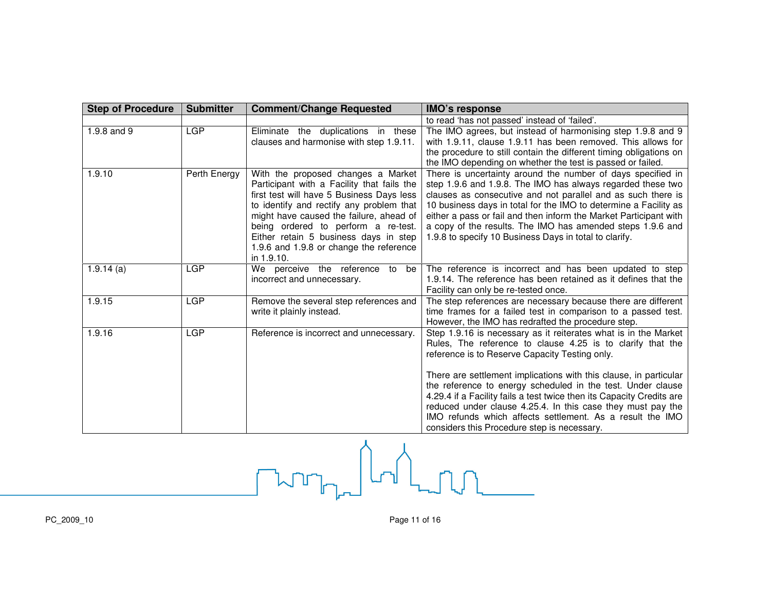| Step of Procedure | Submitter | Comment/Change Requested | IMO's response |
|---|---|---|---|
| | | | to read 'has not passed' instead of 'failed'. |
| 1.9.8 and 9 | LGP | Eliminate the duplications in these clauses and harmonise with step 1.9.11. | The IMO agrees, but instead of harmonising step 1.9.8 and 9 with 1.9.11, clause 1.9.11 has been removed. This allows for the procedure to still contain the different timing obligations on the IMO depending on whether the test is passed or failed. |
| 1.9.10 | Perth Energy | With the proposed changes a Market Participant with a Facility that fails the first test will have 5 Business Days less to identify and rectify any problem that might have caused the failure, ahead of being ordered to perform a re-test. Either retain 5 business days in step 1.9.6 and 1.9.8 or change the reference in 1.9.10. | There is uncertainty around the number of days specified in step 1.9.6 and 1.9.8. The IMO has always regarded these two clauses as consecutive and not parallel and as such there is 10 business days in total for the IMO to determine a Facility as either a pass or fail and then inform the Market Participant with a copy of the results. The IMO has amended steps 1.9.6 and 1.9.8 to specify 10 Business Days in total to clarify. |
| 1.9.14 (a) | LGP | We perceive the reference to be incorrect and unnecessary. | The reference is incorrect and has been updated to step 1.9.14. The reference has been retained as it defines that the Facility can only be re-tested once. |
| 1.9.15 | LGP | Remove the several step references and write it plainly instead. | The step references are necessary because there are different time frames for a failed test in comparison to a passed test. However, the IMO has redrafted the procedure step. |
| 1.9.16 | LGP | Reference is incorrect and unnecessary. | Step 1.9.16 is necessary as it reiterates what is in the Market Rules, The reference to clause 4.25 is to clarify that the reference is to Reserve Capacity Testing only.<br><br>There are settlement implications with this clause, in particular the reference to energy scheduled in the test. Under clause 4.29.4 if a Facility fails a test twice then its Capacity Credits are reduced under clause 4.25.4. In this case they must pay the IMO refunds which affects settlement. As a result the IMO considers this Procedure step is necessary. |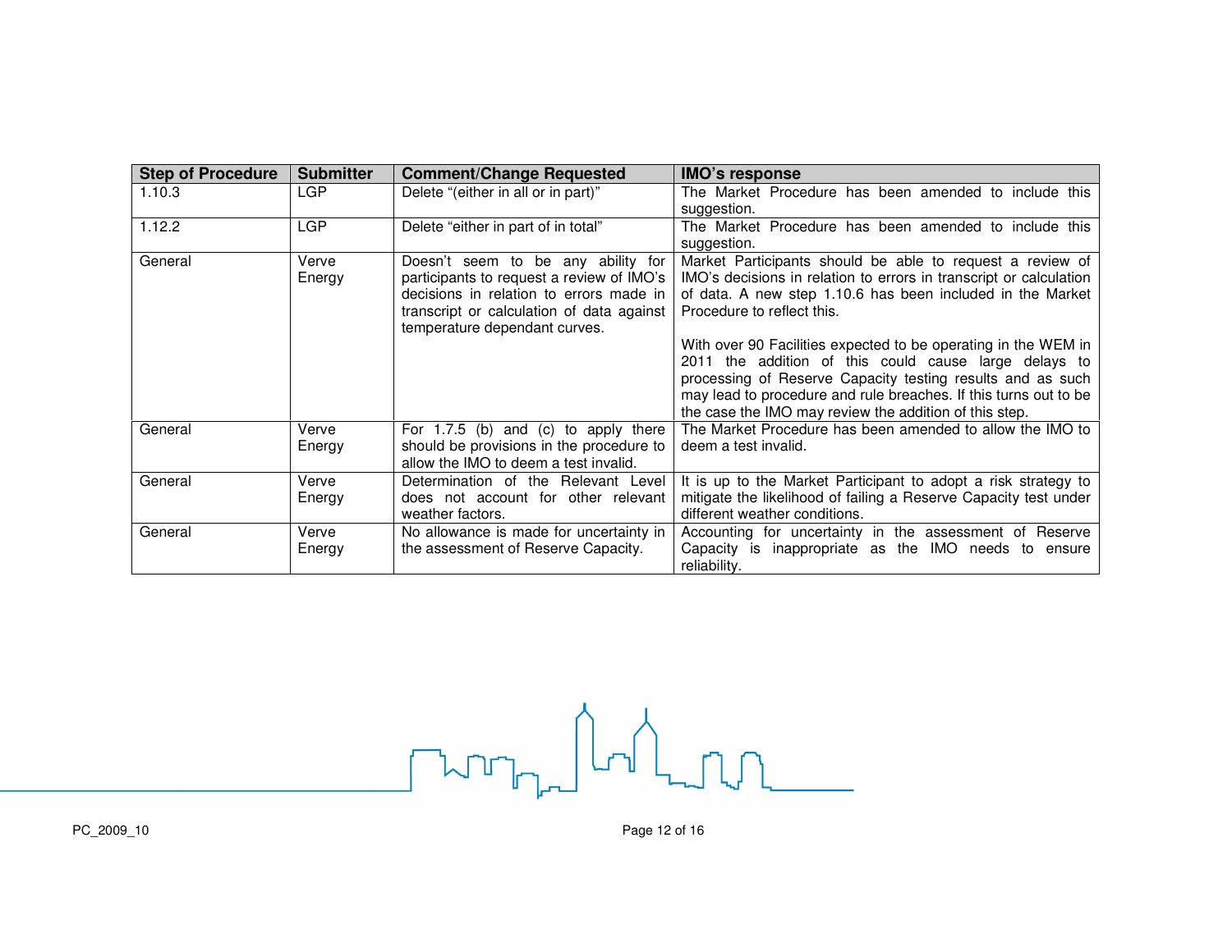| Step of Procedure | Submitter | Comment/Change Requested | IMO's response |
|---|---|---|---|
| 1.10.3 | LGP | Delete "(either in all or in part)" | The Market Procedure has been amended to include this suggestion. |
| 1.12.2 | LGP | Delete "either in part of in total" | The Market Procedure has been amended to include this suggestion. |
| General | Verve Energy | Doesn't seem to be any ability for participants to request a review of IMO's decisions in relation to errors made in transcript or calculation of data against temperature dependant curves. | Market Participants should be able to request a review of IMO's decisions in relation to errors in transcript or calculation of data. A new step 1.10.6 has been included in the Market Procedure to reflect this.<br><br>With over 90 Facilities expected to be operating in the WEM in 2011 the addition of this could cause large delays to processing of Reserve Capacity testing results and as such may lead to procedure and rule breaches. If this turns out to be the case the IMO may review the addition of this step. |
| General | Verve Energy | For 1.7.5 (b) and (c) to apply there should be provisions in the procedure to allow the IMO to deem a test invalid. | The Market Procedure has been amended to allow the IMO to deem a test invalid. |
| General | Verve Energy | Determination of the Relevant Level does not account for other relevant weather factors. | It is up to the Market Participant to adopt a risk strategy to mitigate the likelihood of failing a Reserve Capacity test under different weather conditions. |
| General | Verve Energy | No allowance is made for uncertainty in the assessment of Reserve Capacity. | Accounting for uncertainty in the assessment of Reserve Capacity is inappropriate as the IMO needs to ensure reliability. |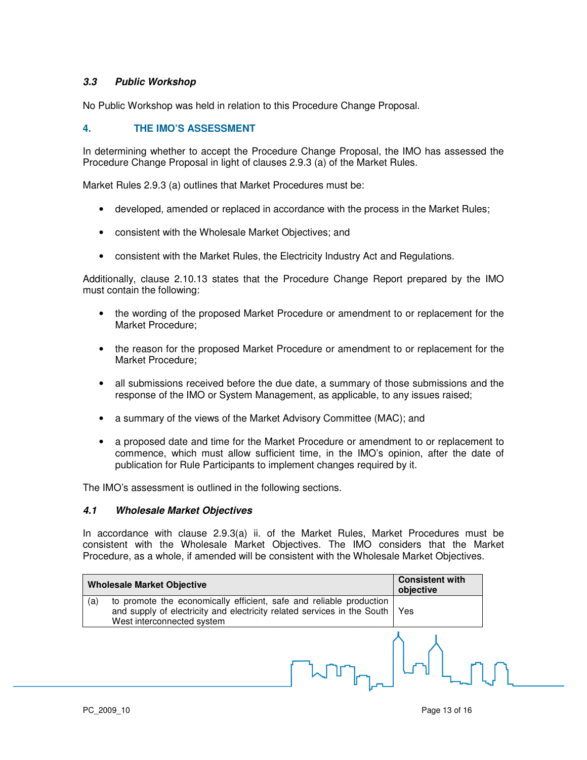### *3.3 Public Workshop*

No Public Workshop was held in relation to this Procedure Change Proposal.

## 4. THE IMO'S ASSESSMENT

In determining whether to accept the Procedure Change Proposal, the IMO has assessed the Procedure Change Proposal in light of clauses 2.9.3 (a) of the Market Rules.

Market Rules 2.9.3 (a) outlines that Market Procedures must be:

- developed, amended or replaced in accordance with the process in the Market Rules;
- consistent with the Wholesale Market Objectives; and
- consistent with the Market Rules, the Electricity Industry Act and Regulations.

Additionally, clause 2.10.13 states that the Procedure Change Report prepared by the IMO must contain the following:

- the wording of the proposed Market Procedure or amendment to or replacement for the Market Procedure;
- the reason for the proposed Market Procedure or amendment to or replacement for the Market Procedure;
- all submissions received before the due date, a summary of those submissions and the response of the IMO or System Management, as applicable, to any issues raised;
- a summary of the views of the Market Advisory Committee (MAC); and
- a proposed date and time for the Market Procedure or amendment to or replacement to commence, which must allow sufficient time, in the IMO's opinion, after the date of publication for Rule Participants to implement changes required by it.

The IMO's assessment is outlined in the following sections.

### *4.1 Wholesale Market Objectives*

In accordance with clause 2.9.3(a) ii. of the Market Rules, Market Procedures must be consistent with the Wholesale Market Objectives. The IMO considers that the Market Procedure, as a whole, if amended will be consistent with the Wholesale Market Objectives.

| Wholesale Market Objective | | Consistent with objective |
|---|---|---|
| (a) | to promote the economically efficient, safe and reliable production and supply of electricity and electricity related services in the South West interconnected system | Yes |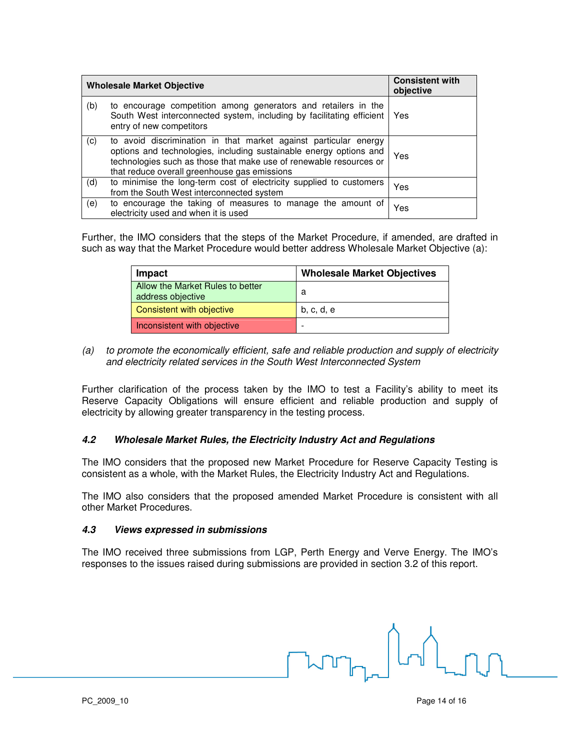| Wholesale Market Objective | | Consistent with objective |
| --- | --- | --- |
| (b) | to encourage competition among generators and retailers in the South West interconnected system, including by facilitating efficient entry of new competitors | Yes |
| (c) | to avoid discrimination in that market against particular energy options and technologies, including sustainable energy options and technologies such as those that make use of renewable resources or that reduce overall greenhouse gas emissions | Yes |
| (d) | to minimise the long-term cost of electricity supplied to customers from the South West interconnected system | Yes |
| (e) | to encourage the taking of measures to manage the amount of electricity used and when it is used | Yes |

Further, the IMO considers that the steps of the Market Procedure, if amended, are drafted in such as way that the Market Procedure would better address Wholesale Market Objective (a):

| Impact | Wholesale Market Objectives |
| --- | --- |
| Allow the Market Rules to better address objective | a |
| Consistent with objective | b, c, d, e |
| Inconsistent with objective | - |

(a) *to promote the economically efficient, safe and reliable production and supply of electricity and electricity related services in the South West Interconnected System*

Further clarification of the process taken by the IMO to test a Facility's ability to meet its Reserve Capacity Obligations will ensure efficient and reliable production and supply of electricity by allowing greater transparency in the testing process.

### *4.2 Wholesale Market Rules, the Electricity Industry Act and Regulations*

The IMO considers that the proposed new Market Procedure for Reserve Capacity Testing is consistent as a whole, with the Market Rules, the Electricity Industry Act and Regulations.

The IMO also considers that the proposed amended Market Procedure is consistent with all other Market Procedures.

### *4.3 Views expressed in submissions*

The IMO received three submissions from LGP, Perth Energy and Verve Energy. The IMO's responses to the issues raised during submissions are provided in section 3.2 of this report.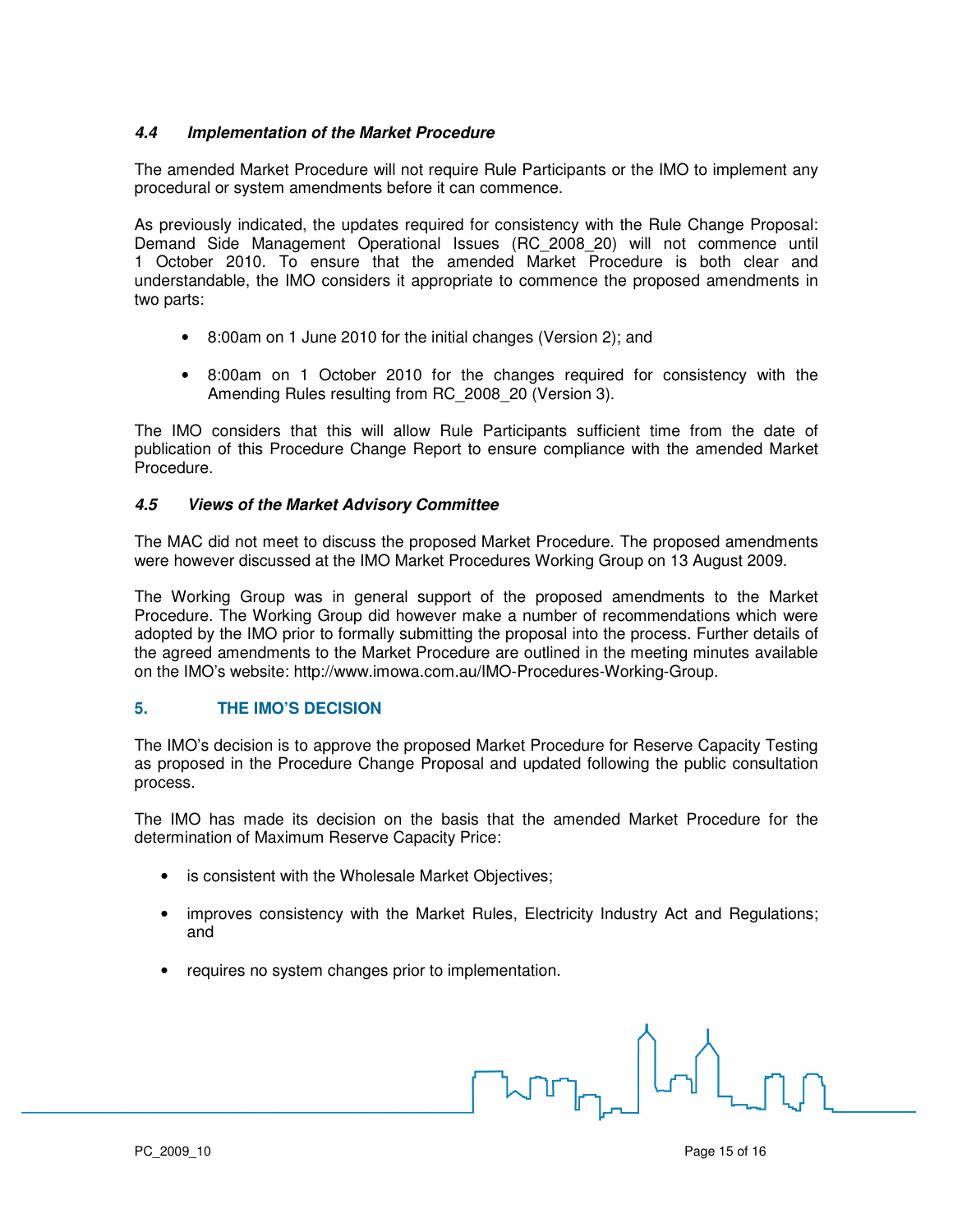### 4.4 Implementation of the Market Procedure

The amended Market Procedure will not require Rule Participants or the IMO to implement any procedural or system amendments before it can commence.

As previously indicated, the updates required for consistency with the Rule Change Proposal: Demand Side Management Operational Issues (RC_2008_20) will not commence until 1 October 2010. To ensure that the amended Market Procedure is both clear and understandable, the IMO considers it appropriate to commence the proposed amendments in two parts:

- 8:00am on 1 June 2010 for the initial changes (Version 2); and
- 8:00am on 1 October 2010 for the changes required for consistency with the Amending Rules resulting from RC_2008_20 (Version 3).

The IMO considers that this will allow Rule Participants sufficient time from the date of publication of this Procedure Change Report to ensure compliance with the amended Market Procedure.

### 4.5 Views of the Market Advisory Committee

The MAC did not meet to discuss the proposed Market Procedure. The proposed amendments were however discussed at the IMO Market Procedures Working Group on 13 August 2009.

The Working Group was in general support of the proposed amendments to the Market Procedure. The Working Group did however make a number of recommendations which were adopted by the IMO prior to formally submitting the proposal into the process. Further details of the agreed amendments to the Market Procedure are outlined in the meeting minutes available on the IMO's website: http://www.imowa.com.au/IMO-Procedures-Working-Group.

## 5. THE IMO'S DECISION

The IMO's decision is to approve the proposed Market Procedure for Reserve Capacity Testing as proposed in the Procedure Change Proposal and updated following the public consultation process.

The IMO has made its decision on the basis that the amended Market Procedure for the determination of Maximum Reserve Capacity Price:

- is consistent with the Wholesale Market Objectives;
- improves consistency with the Market Rules, Electricity Industry Act and Regulations; and
- requires no system changes prior to implementation.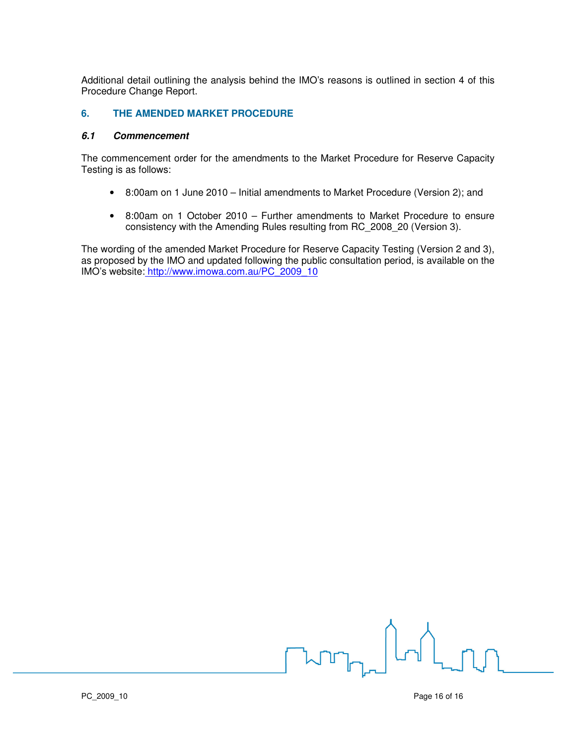Additional detail outlining the analysis behind the IMO's reasons is outlined in section 4 of this Procedure Change Report.

## 6. THE AMENDED MARKET PROCEDURE

### *6.1 Commencement*

The commencement order for the amendments to the Market Procedure for Reserve Capacity Testing is as follows:

- 8:00am on 1 June 2010 – Initial amendments to Market Procedure (Version 2); and
- 8:00am on 1 October 2010 – Further amendments to Market Procedure to ensure consistency with the Amending Rules resulting from RC_2008_20 (Version 3).

The wording of the amended Market Procedure for Reserve Capacity Testing (Version 2 and 3), as proposed by the IMO and updated following the public consultation period, is available on the IMO's website: http://www.imowa.com.au/PC_2009_10